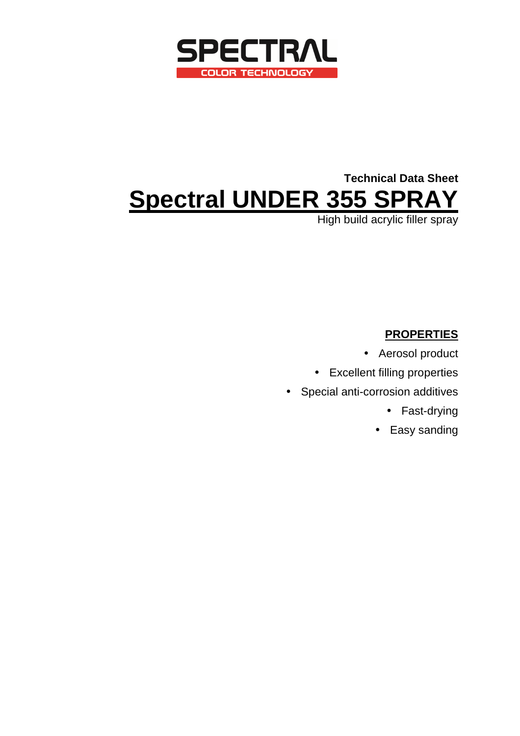SPECTRAL

COLOR TECHNOLOGY

**Technical Data Sheet**

# Spectral UNDER 355 SPRAY

High build acrylic filler spray

## PROPERTIES

- Aerosol product
- Excellent filling properties
- Special anti-corrosion additives
- Fast-drying
- Easy sanding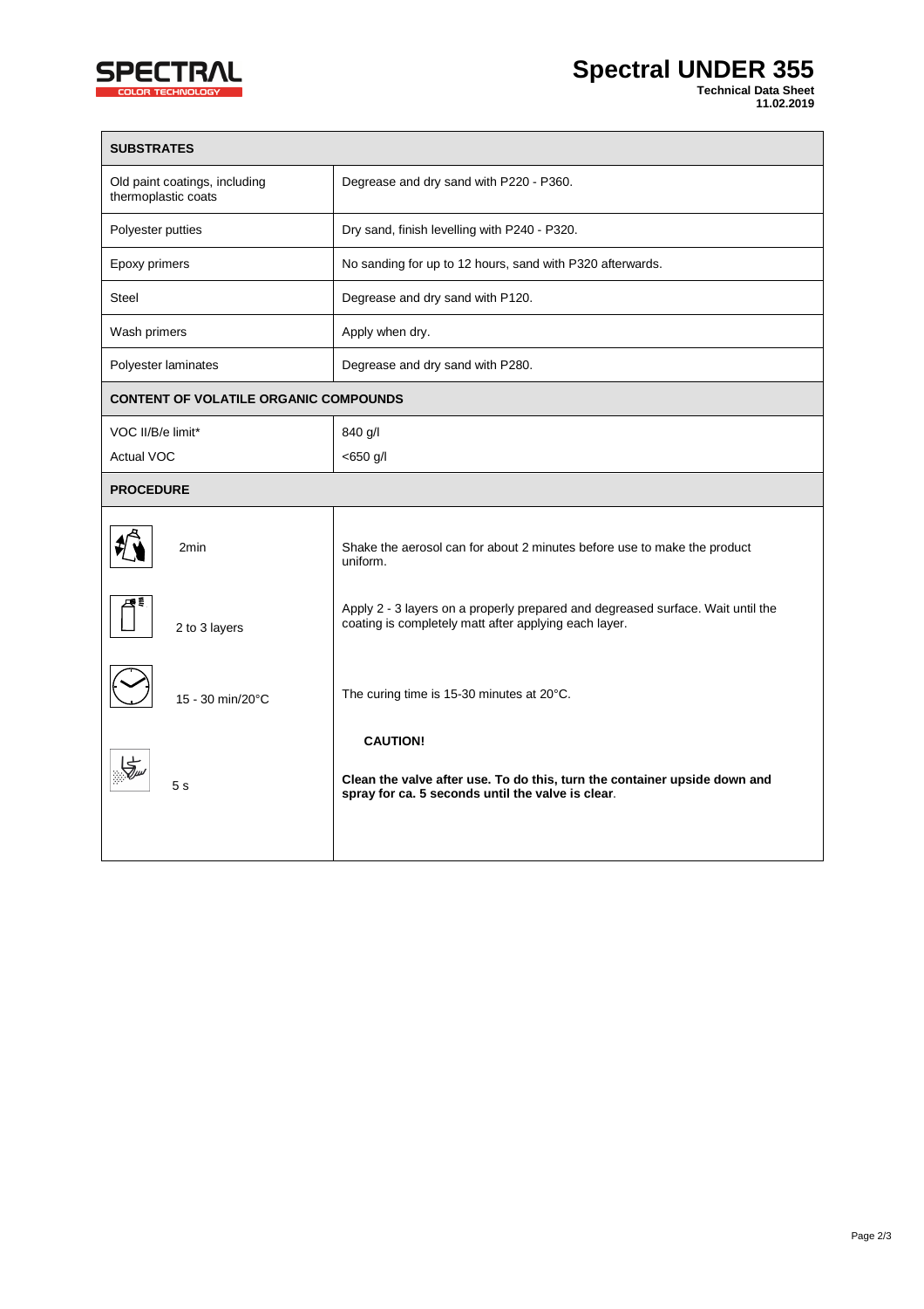# Spectral UNDER 355

**Technical Data Sheet**
**11.02.2019**

| SUBSTRATES | |
|---|---|
| Old paint coatings, including thermoplastic coats | Degrease and dry sand with P220 - P360. |
| Polyester putties | Dry sand, finish levelling with P240 - P320. |
| Epoxy primers | No sanding for up to 12 hours, sand with P320 afterwards. |
| Steel | Degrease and dry sand with P120. |
| Wash primers | Apply when dry. |
| Polyester laminates | Degrease and dry sand with P280. |
| **CONTENT OF VOLATILE ORGANIC COMPOUNDS** | |
| VOC II/B/e limit* | 840 g/l |
| Actual VOC | <650 g/l |
| **PROCEDURE** | |
| 2min | Shake the aerosol can for about 2 minutes before use to make the product uniform. |
| 2 to 3 layers | Apply 2 - 3 layers on a properly prepared and degreased surface. Wait until the coating is completely matt after applying each layer. |
| 15 - 30 min/20°C | The curing time is 15-30 minutes at 20°C. |
| 5 s | **CAUTION!** **Clean the valve after use. To do this, turn the container upside down and spray for ca. 5 seconds until the valve is clear.** |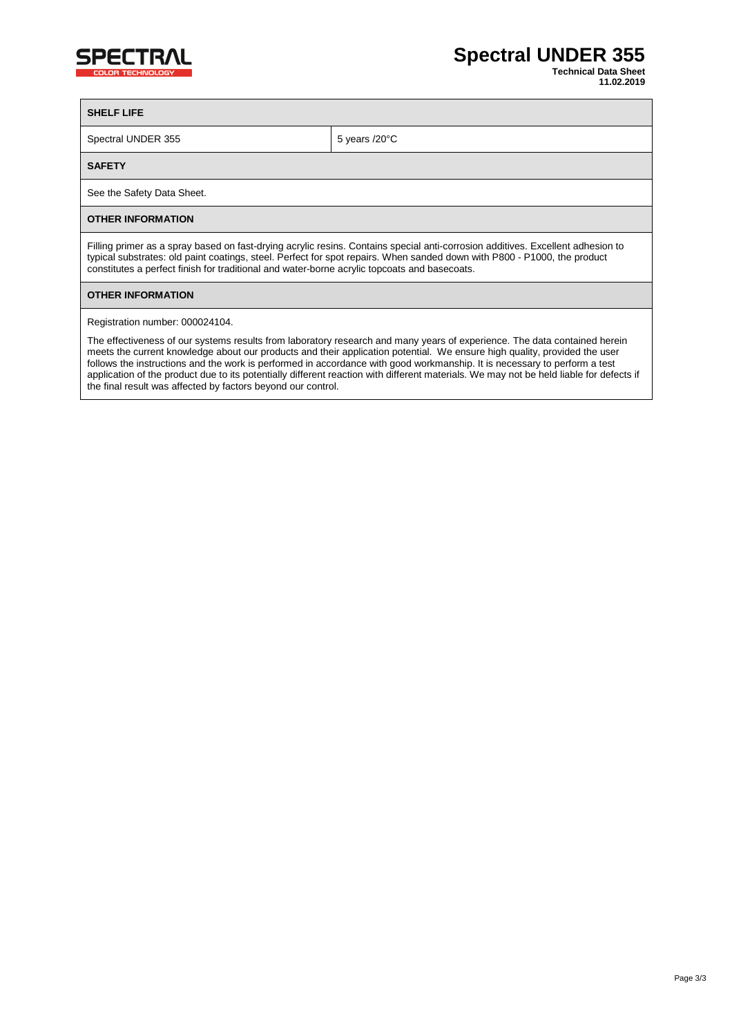| SHELF LIFE | |
|---|---|
| Spectral UNDER 355 | 5 years /20°C |

## SAFETY

See the Safety Data Sheet.

## OTHER INFORMATION

Filling primer as a spray based on fast-drying acrylic resins. Contains special anti-corrosion additives. Excellent adhesion to typical substrates: old paint coatings, steel. Perfect for spot repairs. When sanded down with P800 - P1000, the product constitutes a perfect finish for traditional and water-borne acrylic topcoats and basecoats.

## OTHER INFORMATION

Registration number: 000024104.

The effectiveness of our systems results from laboratory research and many years of experience. The data contained herein meets the current knowledge about our products and their application potential. We ensure high quality, provided the user follows the instructions and the work is performed in accordance with good workmanship. It is necessary to perform a test application of the product due to its potentially different reaction with different materials. We may not be held liable for defects if the final result was affected by factors beyond our control.